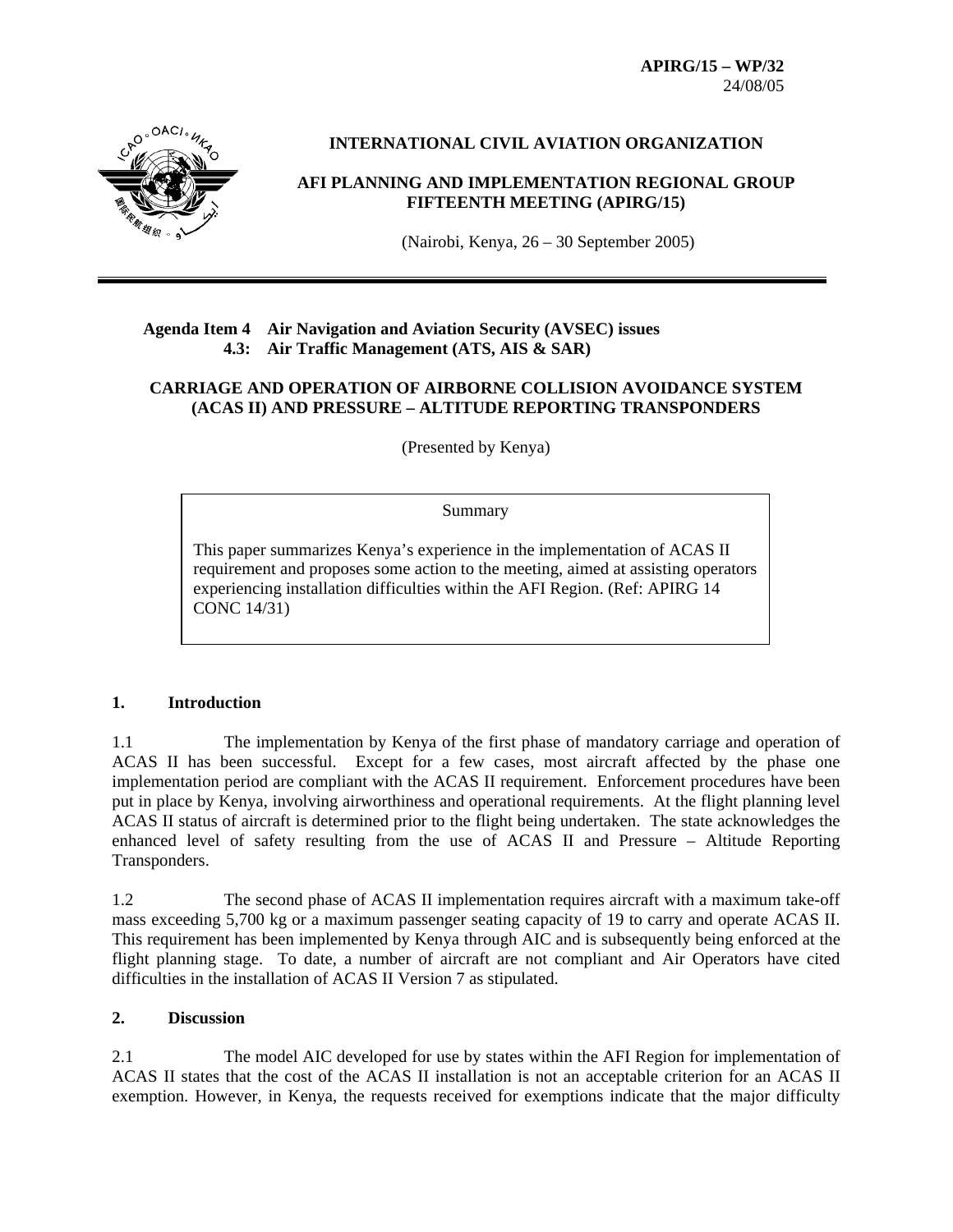**APIRG/15 – WP/32**
24/08/05

**INTERNATIONAL CIVIL AVIATION ORGANIZATION**

**AFI PLANNING AND IMPLEMENTATION REGIONAL GROUP FIFTEENTH MEETING (APIRG/15)**

(Nairobi, Kenya, 26 – 30 September 2005)

---

**Agenda Item 4 Air Navigation and Aviation Security (AVSEC) issues**
**4.3: Air Traffic Management (ATS, AIS & SAR)**

**CARRIAGE AND OPERATION OF AIRBORNE COLLISION AVOIDANCE SYSTEM (ACAS II) AND PRESSURE – ALTITUDE REPORTING TRANSPONDERS**

(Presented by Kenya)

> Summary
>
> This paper summarizes Kenya's experience in the implementation of ACAS II requirement and proposes some action to the meeting, aimed at assisting operators experiencing installation difficulties within the AFI Region. (Ref: APIRG 14 CONC 14/31)

## 1. Introduction

1.1 The implementation by Kenya of the first phase of mandatory carriage and operation of ACAS II has been successful. Except for a few cases, most aircraft affected by the phase one implementation period are compliant with the ACAS II requirement. Enforcement procedures have been put in place by Kenya, involving airworthiness and operational requirements. At the flight planning level ACAS II status of aircraft is determined prior to the flight being undertaken. The state acknowledges the enhanced level of safety resulting from the use of ACAS II and Pressure – Altitude Reporting Transponders.

1.2 The second phase of ACAS II implementation requires aircraft with a maximum take-off mass exceeding 5,700 kg or a maximum passenger seating capacity of 19 to carry and operate ACAS II. This requirement has been implemented by Kenya through AIC and is subsequently being enforced at the flight planning stage. To date, a number of aircraft are not compliant and Air Operators have cited difficulties in the installation of ACAS II Version 7 as stipulated.

## 2. Discussion

2.1 The model AIC developed for use by states within the AFI Region for implementation of ACAS II states that the cost of the ACAS II installation is not an acceptable criterion for an ACAS II exemption. However, in Kenya, the requests received for exemptions indicate that the major difficulty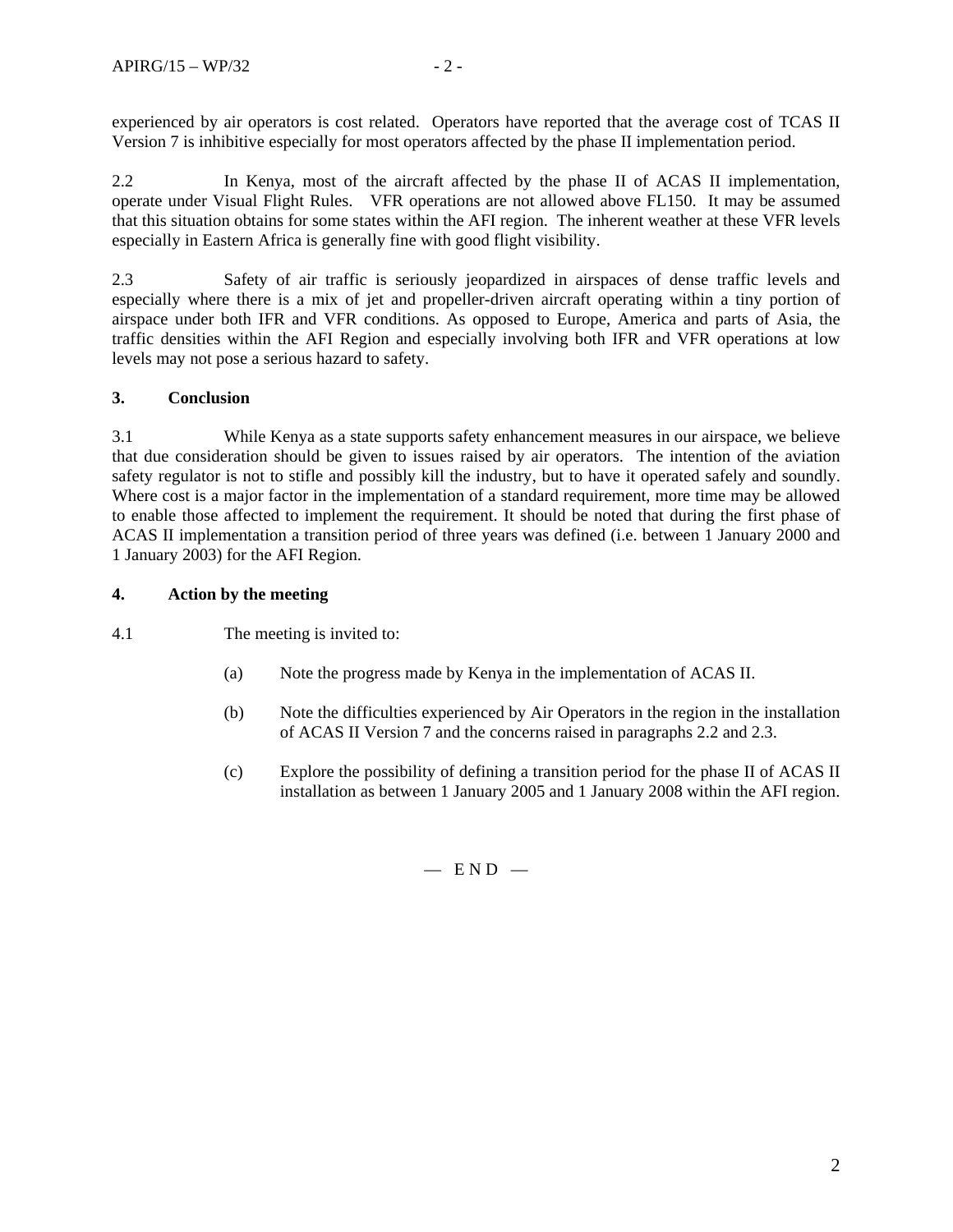experienced by air operators is cost related. Operators have reported that the average cost of TCAS II Version 7 is inhibitive especially for most operators affected by the phase II implementation period.

2.2 In Kenya, most of the aircraft affected by the phase II of ACAS II implementation, operate under Visual Flight Rules. VFR operations are not allowed above FL150. It may be assumed that this situation obtains for some states within the AFI region. The inherent weather at these VFR levels especially in Eastern Africa is generally fine with good flight visibility.

2.3 Safety of air traffic is seriously jeopardized in airspaces of dense traffic levels and especially where there is a mix of jet and propeller-driven aircraft operating within a tiny portion of airspace under both IFR and VFR conditions. As opposed to Europe, America and parts of Asia, the traffic densities within the AFI Region and especially involving both IFR and VFR operations at low levels may not pose a serious hazard to safety.

## 3. Conclusion

3.1 While Kenya as a state supports safety enhancement measures in our airspace, we believe that due consideration should be given to issues raised by air operators. The intention of the aviation safety regulator is not to stifle and possibly kill the industry, but to have it operated safely and soundly. Where cost is a major factor in the implementation of a standard requirement, more time may be allowed to enable those affected to implement the requirement. It should be noted that during the first phase of ACAS II implementation a transition period of three years was defined (i.e. between 1 January 2000 and 1 January 2003) for the AFI Region.

## 4. Action by the meeting

4.1 The meeting is invited to:

(a) Note the progress made by Kenya in the implementation of ACAS II.

(b) Note the difficulties experienced by Air Operators in the region in the installation of ACAS II Version 7 and the concerns raised in paragraphs 2.2 and 2.3.

(c) Explore the possibility of defining a transition period for the phase II of ACAS II installation as between 1 January 2005 and 1 January 2008 within the AFI region.

— END —